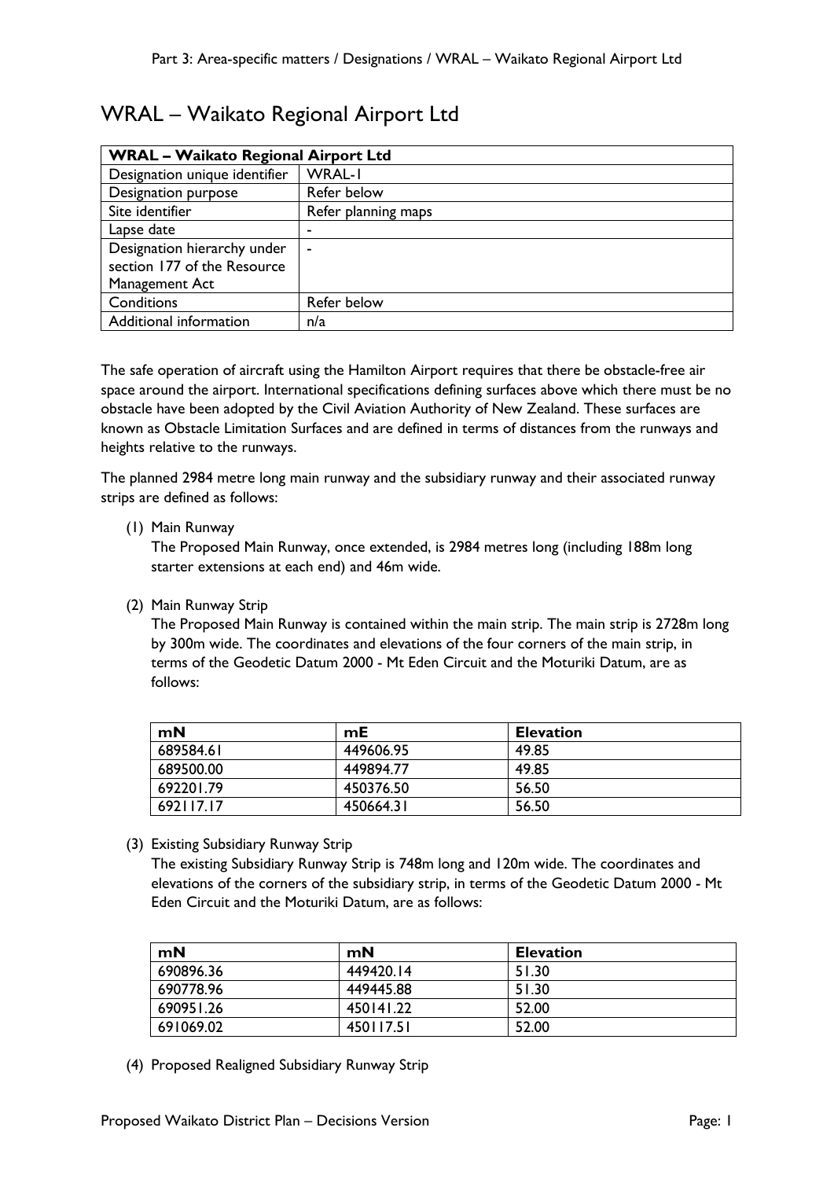# WRAL – Waikato Regional Airport Ltd

| **WRAL – Waikato Regional Airport Ltd** | |
|---|---|
| Designation unique identifier | WRAL-1 |
| Designation purpose | Refer below |
| Site identifier | Refer planning maps |
| Lapse date | - |
| Designation hierarchy under section 177 of the Resource Management Act | - |
| Conditions | Refer below |
| Additional information | n/a |

The safe operation of aircraft using the Hamilton Airport requires that there be obstacle-free air space around the airport. International specifications defining surfaces above which there must be no obstacle have been adopted by the Civil Aviation Authority of New Zealand. These surfaces are known as Obstacle Limitation Surfaces and are defined in terms of distances from the runways and heights relative to the runways.

The planned 2984 metre long main runway and the subsidiary runway and their associated runway strips are defined as follows:

(1) Main Runway
The Proposed Main Runway, once extended, is 2984 metres long (including 188m long starter extensions at each end) and 46m wide.

(2) Main Runway Strip
The Proposed Main Runway is contained within the main strip. The main strip is 2728m long by 300m wide. The coordinates and elevations of the four corners of the main strip, in terms of the Geodetic Datum 2000 - Mt Eden Circuit and the Moturiki Datum, are as follows:

| **mN** | **mE** | **Elevation** |
|---|---|---|
| 689584.61 | 449606.95 | 49.85 |
| 689500.00 | 449894.77 | 49.85 |
| 692201.79 | 450376.50 | 56.50 |
| 692117.17 | 450664.31 | 56.50 |

(3) Existing Subsidiary Runway Strip
The existing Subsidiary Runway Strip is 748m long and 120m wide. The coordinates and elevations of the corners of the subsidiary strip, in terms of the Geodetic Datum 2000 - Mt Eden Circuit and the Moturiki Datum, are as follows:

| **mN** | **mN** | **Elevation** |
|---|---|---|
| 690896.36 | 449420.14 | 51.30 |
| 690778.96 | 449445.88 | 51.30 |
| 690951.26 | 450141.22 | 52.00 |
| 691069.02 | 450117.51 | 52.00 |

(4) Proposed Realigned Subsidiary Runway Strip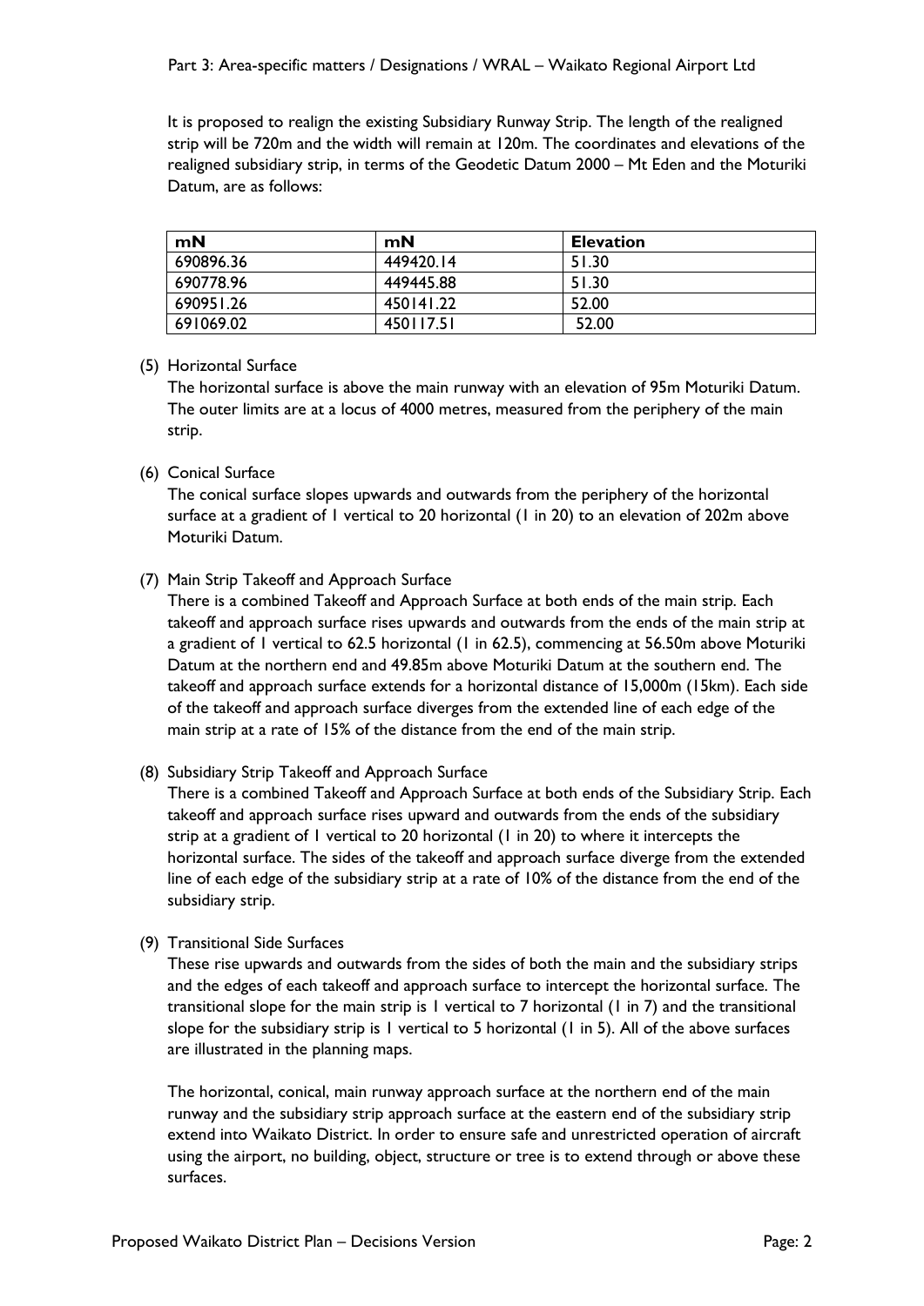It is proposed to realign the existing Subsidiary Runway Strip. The length of the realigned strip will be 720m and the width will remain at 120m. The coordinates and elevations of the realigned subsidiary strip, in terms of the Geodetic Datum 2000 – Mt Eden and the Moturiki Datum, are as follows:

| mN | mN | Elevation |
|---|---|---|
| 690896.36 | 449420.14 | 51.30 |
| 690778.96 | 449445.88 | 51.30 |
| 690951.26 | 450141.22 | 52.00 |
| 691069.02 | 450117.51 | 52.00 |

(5) Horizontal Surface

The horizontal surface is above the main runway with an elevation of 95m Moturiki Datum. The outer limits are at a locus of 4000 metres, measured from the periphery of the main strip.

(6) Conical Surface

The conical surface slopes upwards and outwards from the periphery of the horizontal surface at a gradient of 1 vertical to 20 horizontal (1 in 20) to an elevation of 202m above Moturiki Datum.

(7) Main Strip Takeoff and Approach Surface

There is a combined Takeoff and Approach Surface at both ends of the main strip. Each takeoff and approach surface rises upwards and outwards from the ends of the main strip at a gradient of 1 vertical to 62.5 horizontal (1 in 62.5), commencing at 56.50m above Moturiki Datum at the northern end and 49.85m above Moturiki Datum at the southern end. The takeoff and approach surface extends for a horizontal distance of 15,000m (15km). Each side of the takeoff and approach surface diverges from the extended line of each edge of the main strip at a rate of 15% of the distance from the end of the main strip.

(8) Subsidiary Strip Takeoff and Approach Surface

There is a combined Takeoff and Approach Surface at both ends of the Subsidiary Strip. Each takeoff and approach surface rises upward and outwards from the ends of the subsidiary strip at a gradient of 1 vertical to 20 horizontal (1 in 20) to where it intercepts the horizontal surface. The sides of the takeoff and approach surface diverge from the extended line of each edge of the subsidiary strip at a rate of 10% of the distance from the end of the subsidiary strip.

(9) Transitional Side Surfaces

These rise upwards and outwards from the sides of both the main and the subsidiary strips and the edges of each takeoff and approach surface to intercept the horizontal surface. The transitional slope for the main strip is 1 vertical to 7 horizontal (1 in 7) and the transitional slope for the subsidiary strip is 1 vertical to 5 horizontal (1 in 5). All of the above surfaces are illustrated in the planning maps.

The horizontal, conical, main runway approach surface at the northern end of the main runway and the subsidiary strip approach surface at the eastern end of the subsidiary strip extend into Waikato District. In order to ensure safe and unrestricted operation of aircraft using the airport, no building, object, structure or tree is to extend through or above these surfaces.